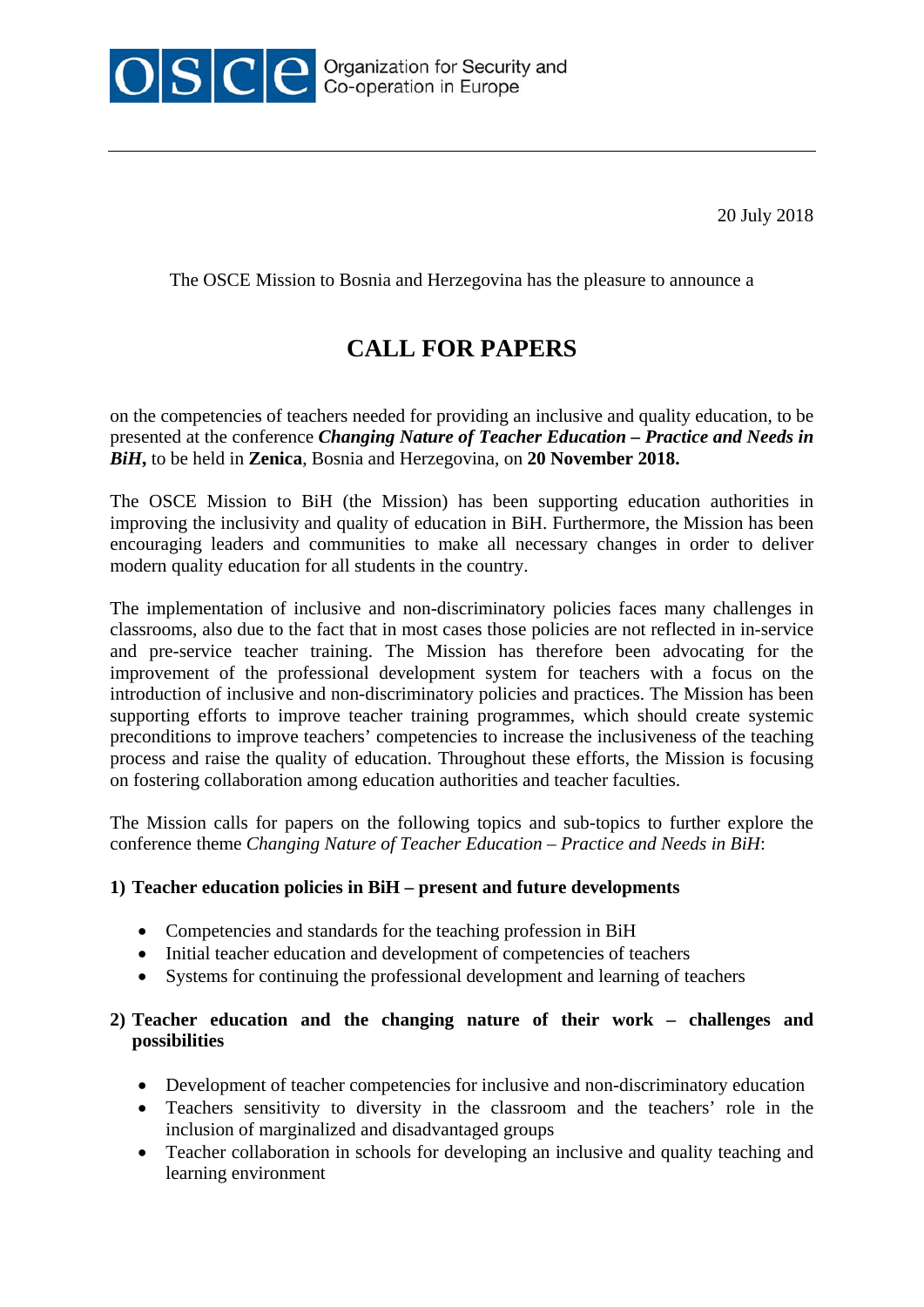Organization for Security and Co-operation in Europe

20 July 2018

The OSCE Mission to Bosnia and Herzegovina has the pleasure to announce a

# CALL FOR PAPERS

on the competencies of teachers needed for providing an inclusive and quality education, to be presented at the conference ***Changing Nature of Teacher Education – Practice and Needs in BiH***, to be held in **Zenica**, Bosnia and Herzegovina, on **20 November 2018.**

The OSCE Mission to BiH (the Mission) has been supporting education authorities in improving the inclusivity and quality of education in BiH. Furthermore, the Mission has been encouraging leaders and communities to make all necessary changes in order to deliver modern quality education for all students in the country.

The implementation of inclusive and non-discriminatory policies faces many challenges in classrooms, also due to the fact that in most cases those policies are not reflected in in-service and pre-service teacher training. The Mission has therefore been advocating for the improvement of the professional development system for teachers with a focus on the introduction of inclusive and non-discriminatory policies and practices. The Mission has been supporting efforts to improve teacher training programmes, which should create systemic preconditions to improve teachers' competencies to increase the inclusiveness of the teaching process and raise the quality of education. Throughout these efforts, the Mission is focusing on fostering collaboration among education authorities and teacher faculties.

The Mission calls for papers on the following topics and sub-topics to further explore the conference theme *Changing Nature of Teacher Education – Practice and Needs in BiH*:

**1) Teacher education policies in BiH – present and future developments**

- Competencies and standards for the teaching profession in BiH
- Initial teacher education and development of competencies of teachers
- Systems for continuing the professional development and learning of teachers

**2) Teacher education and the changing nature of their work – challenges and possibilities**

- Development of teacher competencies for inclusive and non-discriminatory education
- Teachers sensitivity to diversity in the classroom and the teachers' role in the inclusion of marginalized and disadvantaged groups
- Teacher collaboration in schools for developing an inclusive and quality teaching and learning environment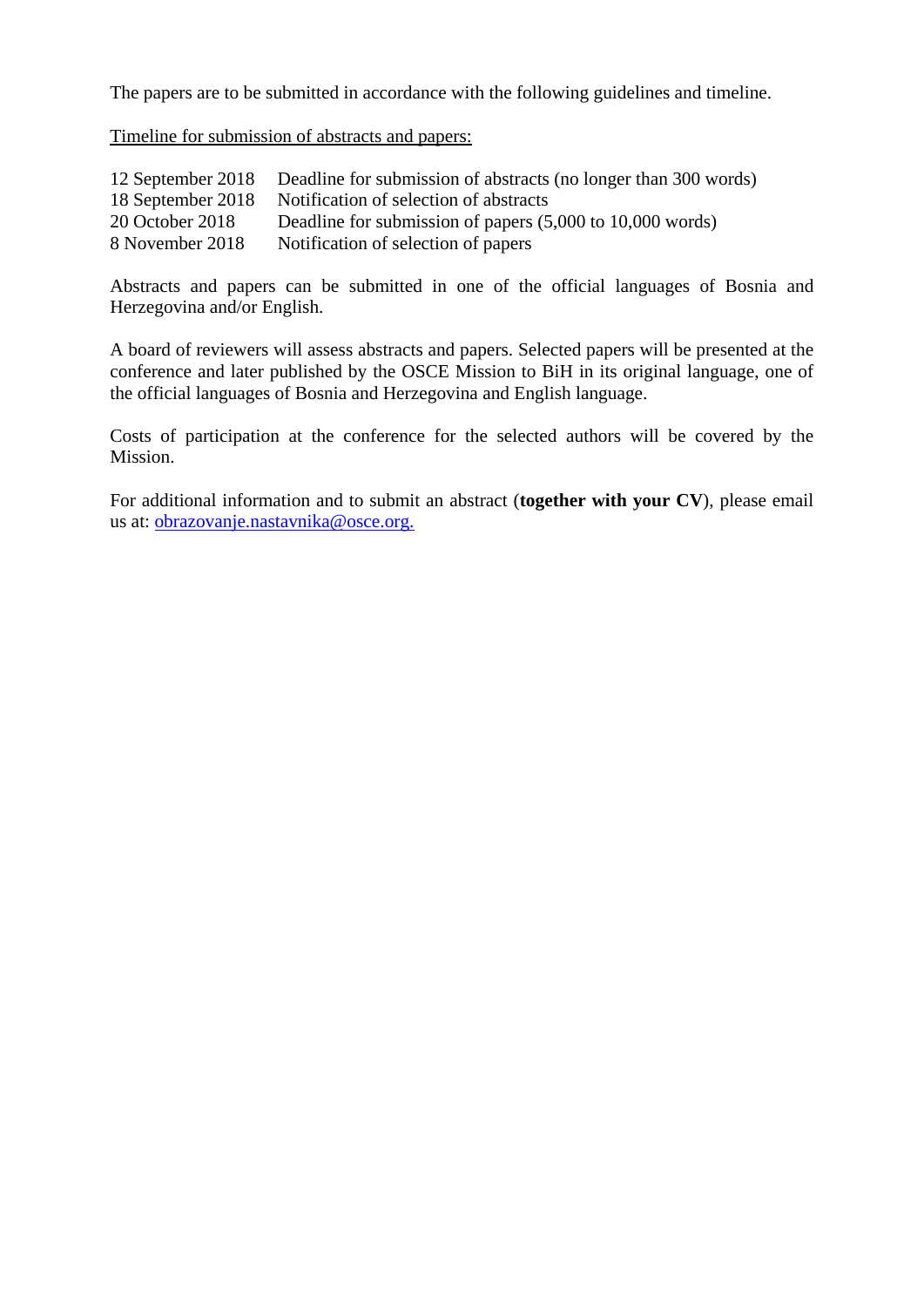The papers are to be submitted in accordance with the following guidelines and timeline.

Timeline for submission of abstracts and papers:

| | |
|---|---|
| 12 September 2018 | Deadline for submission of abstracts (no longer than 300 words) |
| 18 September 2018 | Notification of selection of abstracts |
| 20 October 2018 | Deadline for submission of papers (5,000 to 10,000 words) |
| 8 November 2018 | Notification of selection of papers |

Abstracts and papers can be submitted in one of the official languages of Bosnia and Herzegovina and/or English.

A board of reviewers will assess abstracts and papers. Selected papers will be presented at the conference and later published by the OSCE Mission to BiH in its original language, one of the official languages of Bosnia and Herzegovina and English language.

Costs of participation at the conference for the selected authors will be covered by the Mission.

For additional information and to submit an abstract (**together with your CV**), please email us at: obrazovanje.nastavnika@osce.org.